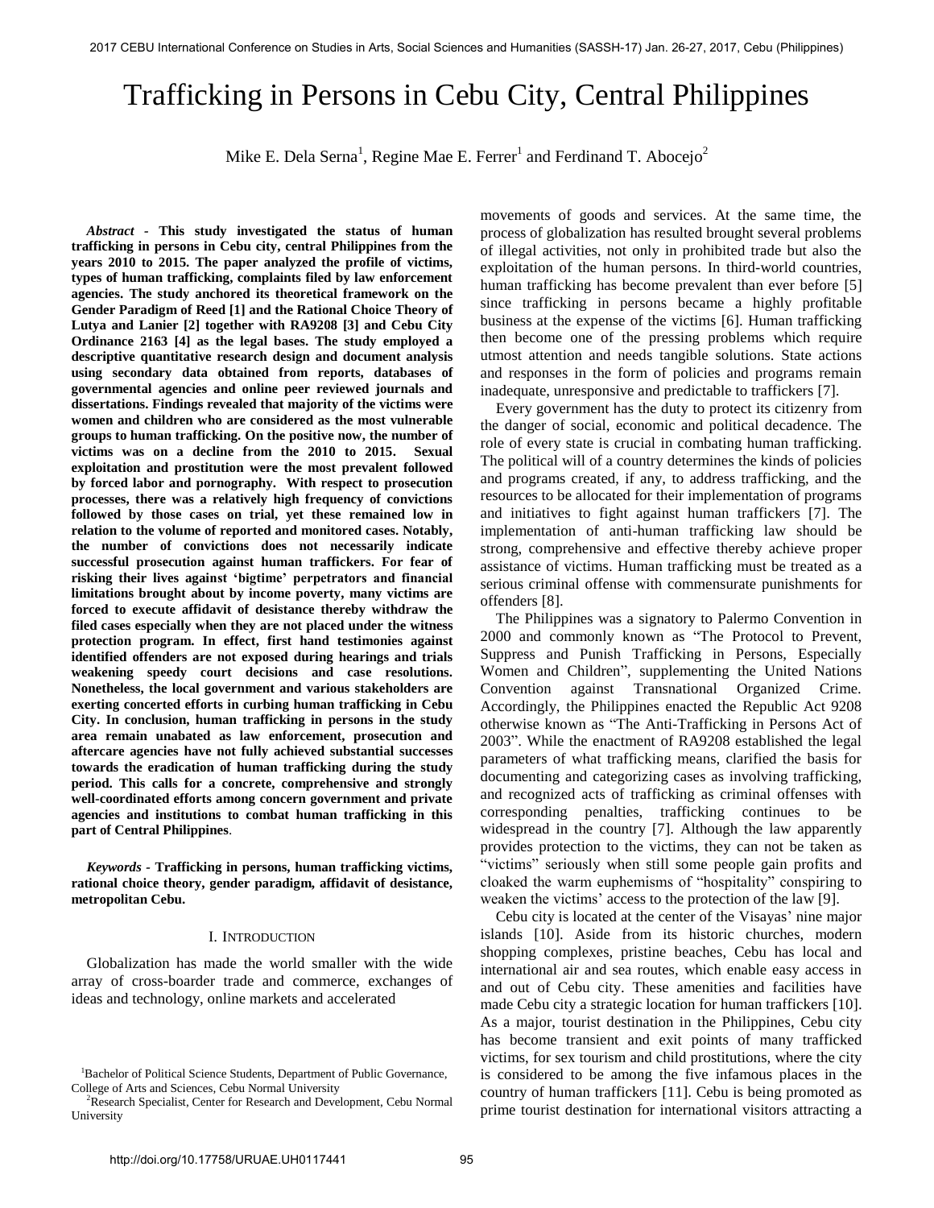# Trafficking in Persons in Cebu City, Central Philippines

Mike E. Dela Serna[1], Regine Mae E. Ferrer[1] and Ferdinand T. Abocejo[2]

***Abstract*** - **This study investigated the status of human trafficking in persons in Cebu city, central Philippines from the years 2010 to 2015. The paper analyzed the profile of victims, types of human trafficking, complaints filed by law enforcement agencies. The study anchored its theoretical framework on the Gender Paradigm of Reed [1] and the Rational Choice Theory of Lutya and Lanier [2] together with RA9208 [3] and Cebu City Ordinance 2163 [4] as the legal bases. The study employed a descriptive quantitative research design and document analysis using secondary data obtained from reports, databases of governmental agencies and online peer reviewed journals and dissertations. Findings revealed that majority of the victims were women and children who are considered as the most vulnerable groups to human trafficking. On the positive now, the number of victims was on a decline from the 2010 to 2015. Sexual exploitation and prostitution were the most prevalent followed by forced labor and pornography. With respect to prosecution processes, there was a relatively high frequency of convictions followed by those cases on trial, yet these remained low in relation to the volume of reported and monitored cases. Notably, the number of convictions does not necessarily indicate successful prosecution against human traffickers. For fear of risking their lives against 'bigtime' perpetrators and financial limitations brought about by income poverty, many victims are forced to execute affidavit of desistance thereby withdraw the filed cases especially when they are not placed under the witness protection program. In effect, first hand testimonies against identified offenders are not exposed during hearings and trials weakening speedy court decisions and case resolutions. Nonetheless, the local government and various stakeholders are exerting concerted efforts in curbing human trafficking in Cebu City. In conclusion, human trafficking in persons in the study area remain unabated as law enforcement, prosecution and aftercare agencies have not fully achieved substantial successes towards the eradication of human trafficking during the study period. This calls for a concrete, comprehensive and strongly well-coordinated efforts among concern government and private agencies and institutions to combat human trafficking in this part of Central Philippines**.

***Keywords*** - **Trafficking in persons, human trafficking victims, rational choice theory, gender paradigm, affidavit of desistance, metropolitan Cebu.**

## I. Introduction

Globalization has made the world smaller with the wide array of cross-boarder trade and commerce, exchanges of ideas and technology, online markets and accelerated movements of goods and services. At the same time, the process of globalization has resulted brought several problems of illegal activities, not only in prohibited trade but also the exploitation of the human persons. In third-world countries, human trafficking has become prevalent than ever before [5] since trafficking in persons became a highly profitable business at the expense of the victims [6]. Human trafficking then become one of the pressing problems which require utmost attention and needs tangible solutions. State actions and responses in the form of policies and programs remain inadequate, unresponsive and predictable to traffickers [7].

Every government has the duty to protect its citizenry from the danger of social, economic and political decadence. The role of every state is crucial in combating human trafficking. The political will of a country determines the kinds of policies and programs created, if any, to address trafficking, and the resources to be allocated for their implementation of programs and initiatives to fight against human traffickers [7]. The implementation of anti-human trafficking law should be strong, comprehensive and effective thereby achieve proper assistance of victims. Human trafficking must be treated as a serious criminal offense with commensurate punishments for offenders [8].

The Philippines was a signatory to Palermo Convention in 2000 and commonly known as "The Protocol to Prevent, Suppress and Punish Trafficking in Persons, Especially Women and Children", supplementing the United Nations Convention against Transnational Organized Crime. Accordingly, the Philippines enacted the Republic Act 9208 otherwise known as "The Anti-Trafficking in Persons Act of 2003". While the enactment of RA9208 established the legal parameters of what trafficking means, clarified the basis for documenting and categorizing cases as involving trafficking, and recognized acts of trafficking as criminal offenses with corresponding penalties, trafficking continues to be widespread in the country [7]. Although the law apparently provides protection to the victims, they can not be taken as "victims" seriously when still some people gain profits and cloaked the warm euphemisms of "hospitality" conspiring to weaken the victims' access to the protection of the law [9].

Cebu city is located at the center of the Visayas' nine major islands [10]. Aside from its historic churches, modern shopping complexes, pristine beaches, Cebu has local and international air and sea routes, which enable easy access in and out of Cebu city. These amenities and facilities have made Cebu city a strategic location for human traffickers [10]. As a major, tourist destination in the Philippines, Cebu city has become transient and exit points of many trafficked victims, for sex tourism and child prostitutions, where the city is considered to be among the five infamous places in the country of human traffickers [11]. Cebu is being promoted as prime tourist destination for international visitors attracting a

[1]Bachelor of Political Science Students, Department of Public Governance, College of Arts and Sciences, Cebu Normal University

[2]Research Specialist, Center for Research and Development, Cebu Normal University

http://doi.org/10.17758/URUAE.UH0117441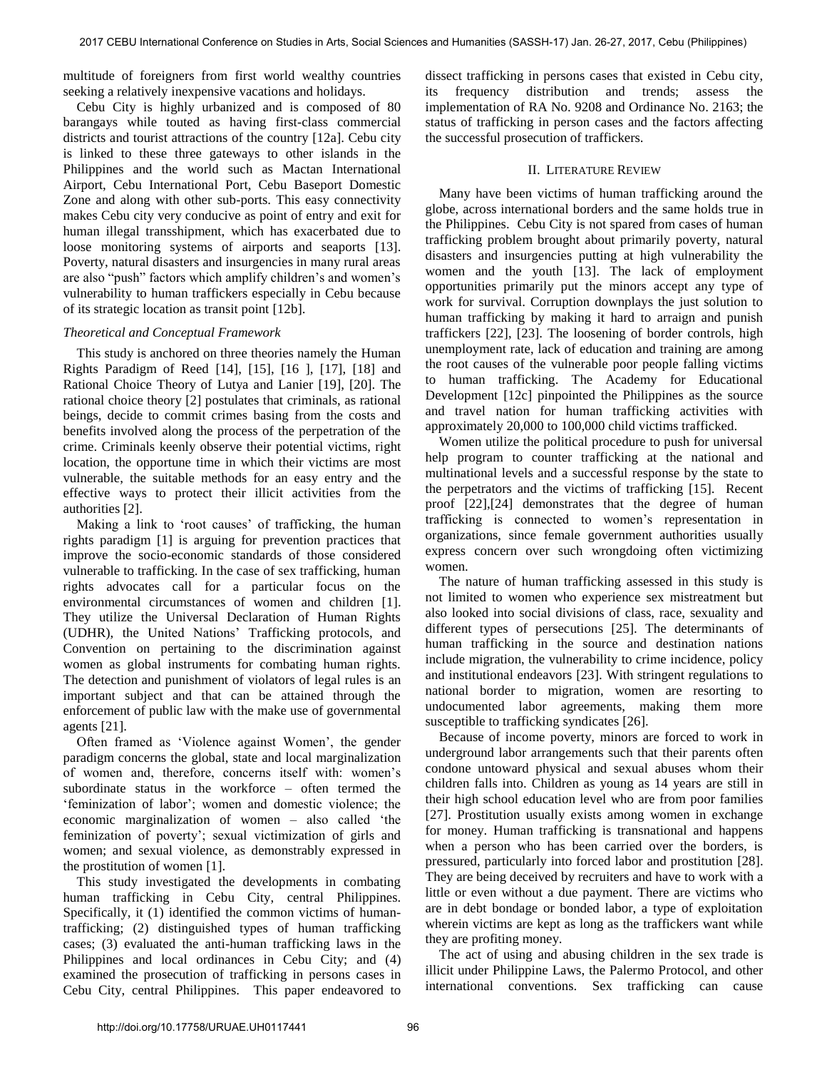multitude of foreigners from first world wealthy countries seeking a relatively inexpensive vacations and holidays.

Cebu City is highly urbanized and is composed of 80 barangays while touted as having first-class commercial districts and tourist attractions of the country [12a]. Cebu city is linked to these three gateways to other islands in the Philippines and the world such as Mactan International Airport, Cebu International Port, Cebu Baseport Domestic Zone and along with other sub-ports. This easy connectivity makes Cebu city very conducive as point of entry and exit for human illegal transshipment, which has exacerbated due to loose monitoring systems of airports and seaports [13]. Poverty, natural disasters and insurgencies in many rural areas are also "push" factors which amplify children's and women's vulnerability to human traffickers especially in Cebu because of its strategic location as transit point [12b].

*Theoretical and Conceptual Framework*

This study is anchored on three theories namely the Human Rights Paradigm of Reed [14], [15], [16 ], [17], [18] and Rational Choice Theory of Lutya and Lanier [19], [20]. The rational choice theory [2] postulates that criminals, as rational beings, decide to commit crimes basing from the costs and benefits involved along the process of the perpetration of the crime. Criminals keenly observe their potential victims, right location, the opportune time in which their victims are most vulnerable, the suitable methods for an easy entry and the effective ways to protect their illicit activities from the authorities [2].

Making a link to 'root causes' of trafficking, the human rights paradigm [1] is arguing for prevention practices that improve the socio-economic standards of those considered vulnerable to trafficking. In the case of sex trafficking, human rights advocates call for a particular focus on the environmental circumstances of women and children [1]. They utilize the Universal Declaration of Human Rights (UDHR), the United Nations' Trafficking protocols, and Convention on pertaining to the discrimination against women as global instruments for combating human rights. The detection and punishment of violators of legal rules is an important subject and that can be attained through the enforcement of public law with the make use of governmental agents [21].

Often framed as 'Violence against Women', the gender paradigm concerns the global, state and local marginalization of women and, therefore, concerns itself with: women's subordinate status in the workforce – often termed the 'feminization of labor'; women and domestic violence; the economic marginalization of women – also called 'the feminization of poverty'; sexual victimization of girls and women; and sexual violence, as demonstrably expressed in the prostitution of women [1].

This study investigated the developments in combating human trafficking in Cebu City, central Philippines. Specifically, it (1) identified the common victims of human-trafficking; (2) distinguished types of human trafficking cases; (3) evaluated the anti-human trafficking laws in the Philippines and local ordinances in Cebu City; and (4) examined the prosecution of trafficking in persons cases in Cebu City, central Philippines. This paper endeavored to dissect trafficking in persons cases that existed in Cebu city, its frequency distribution and trends; assess the implementation of RA No. 9208 and Ordinance No. 2163; the status of trafficking in person cases and the factors affecting the successful prosecution of traffickers.

## II. Literature Review

Many have been victims of human trafficking around the globe, across international borders and the same holds true in the Philippines. Cebu City is not spared from cases of human trafficking problem brought about primarily poverty, natural disasters and insurgencies putting at high vulnerability the women and the youth [13]. The lack of employment opportunities primarily put the minors accept any type of work for survival. Corruption downplays the just solution to human trafficking by making it hard to arraign and punish traffickers [22], [23]. The loosening of border controls, high unemployment rate, lack of education and training are among the root causes of the vulnerable poor people falling victims to human trafficking. The Academy for Educational Development [12c] pinpointed the Philippines as the source and travel nation for human trafficking activities with approximately 20,000 to 100,000 child victims trafficked.

Women utilize the political procedure to push for universal help program to counter trafficking at the national and multinational levels and a successful response by the state to the perpetrators and the victims of trafficking [15]. Recent proof [22],[24] demonstrates that the degree of human trafficking is connected to women's representation in organizations, since female government authorities usually express concern over such wrongdoing often victimizing women.

The nature of human trafficking assessed in this study is not limited to women who experience sex mistreatment but also looked into social divisions of class, race, sexuality and different types of persecutions [25]. The determinants of human trafficking in the source and destination nations include migration, the vulnerability to crime incidence, policy and institutional endeavors [23]. With stringent regulations to national border to migration, women are resorting to undocumented labor agreements, making them more susceptible to trafficking syndicates [26].

Because of income poverty, minors are forced to work in underground labor arrangements such that their parents often condone untoward physical and sexual abuses whom their children falls into. Children as young as 14 years are still in their high school education level who are from poor families [27]. Prostitution usually exists among women in exchange for money. Human trafficking is transnational and happens when a person who has been carried over the borders, is pressured, particularly into forced labor and prostitution [28]. They are being deceived by recruiters and have to work with a little or even without a due payment. There are victims who are in debt bondage or bonded labor, a type of exploitation wherein victims are kept as long as the traffickers want while they are profiting money.

The act of using and abusing children in the sex trade is illicit under Philippine Laws, the Palermo Protocol, and other international conventions. Sex trafficking can cause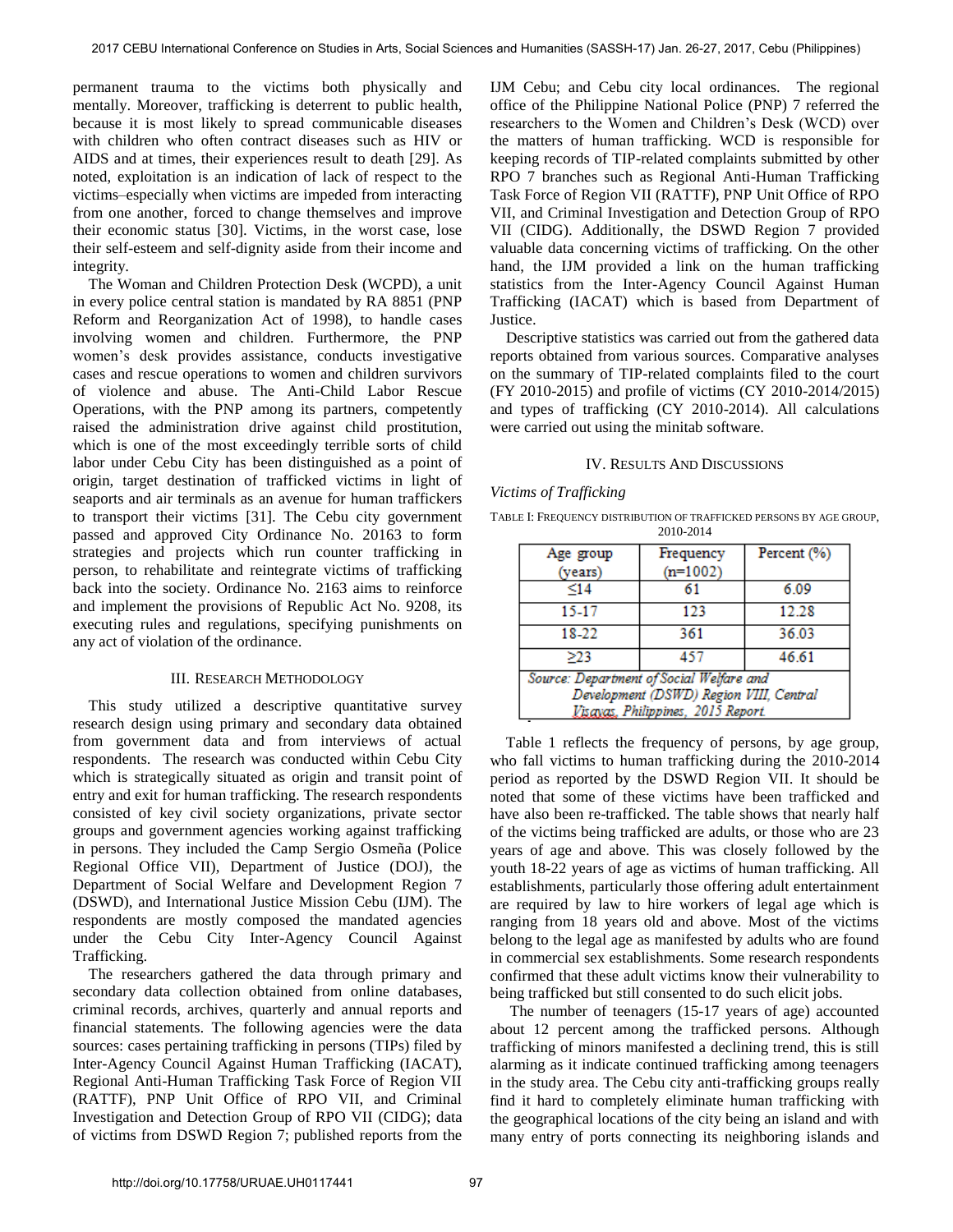permanent trauma to the victims both physically and mentally. Moreover, trafficking is deterrent to public health, because it is most likely to spread communicable diseases with children who often contract diseases such as HIV or AIDS and at times, their experiences result to death [29]. As noted, exploitation is an indication of lack of respect to the victims–especially when victims are impeded from interacting from one another, forced to change themselves and improve their economic status [30]. Victims, in the worst case, lose their self-esteem and self-dignity aside from their income and integrity.

The Woman and Children Protection Desk (WCPD), a unit in every police central station is mandated by RA 8851 (PNP Reform and Reorganization Act of 1998), to handle cases involving women and children. Furthermore, the PNP women's desk provides assistance, conducts investigative cases and rescue operations to women and children survivors of violence and abuse. The Anti-Child Labor Rescue Operations, with the PNP among its partners, competently raised the administration drive against child prostitution, which is one of the most exceedingly terrible sorts of child labor under Cebu City has been distinguished as a point of origin, target destination of trafficked victims in light of seaports and air terminals as an avenue for human traffickers to transport their victims [31]. The Cebu city government passed and approved City Ordinance No. 20163 to form strategies and projects which run counter trafficking in person, to rehabilitate and reintegrate victims of trafficking back into the society. Ordinance No. 2163 aims to reinforce and implement the provisions of Republic Act No. 9208, its executing rules and regulations, specifying punishments on any act of violation of the ordinance.

## III. Research Methodology

This study utilized a descriptive quantitative survey research design using primary and secondary data obtained from government data and from interviews of actual respondents. The research was conducted within Cebu City which is strategically situated as origin and transit point of entry and exit for human trafficking. The research respondents consisted of key civil society organizations, private sector groups and government agencies working against trafficking in persons. They included the Camp Sergio Osmeña (Police Regional Office VII), Department of Justice (DOJ), the Department of Social Welfare and Development Region 7 (DSWD), and International Justice Mission Cebu (IJM). The respondents are mostly composed the mandated agencies under the Cebu City Inter-Agency Council Against Trafficking.

The researchers gathered the data through primary and secondary data collection obtained from online databases, criminal records, archives, quarterly and annual reports and financial statements. The following agencies were the data sources: cases pertaining trafficking in persons (TIPs) filed by Inter-Agency Council Against Human Trafficking (IACAT), Regional Anti-Human Trafficking Task Force of Region VII (RATTF), PNP Unit Office of RPO VII, and Criminal Investigation and Detection Group of RPO VII (CIDG); data of victims from DSWD Region 7; published reports from the IJM Cebu; and Cebu city local ordinances. The regional office of the Philippine National Police (PNP) 7 referred the researchers to the Women and Children's Desk (WCD) over the matters of human trafficking. WCD is responsible for keeping records of TIP-related complaints submitted by other RPO 7 branches such as Regional Anti-Human Trafficking Task Force of Region VII (RATTF), PNP Unit Office of RPO VII, and Criminal Investigation and Detection Group of RPO VII (CIDG). Additionally, the DSWD Region 7 provided valuable data concerning victims of trafficking. On the other hand, the IJM provided a link on the human trafficking statistics from the Inter-Agency Council Against Human Trafficking (IACAT) which is based from Department of Justice.

Descriptive statistics was carried out from the gathered data reports obtained from various sources. Comparative analyses on the summary of TIP-related complaints filed to the court (FY 2010-2015) and profile of victims (CY 2010-2014/2015) and types of trafficking (CY 2010-2014). All calculations were carried out using the minitab software.

## IV. Results And Discussions

### *Victims of Trafficking*

Table I: Frequency distribution of trafficked persons by age group, 2010-2014

| Age group (years) | Frequency (n=1002) | Percent (%) |
|---|---|---|
| ≤14 | 61 | 6.09 |
| 15-17 | 123 | 12.28 |
| 18-22 | 361 | 36.03 |
| ≥23 | 457 | 46.61 |

*Source: Department of Social Welfare and Development (DSWD) Region VIII, Central Visayas, Philippines, 2015 Report*

Table 1 reflects the frequency of persons, by age group, who fall victims to human trafficking during the 2010-2014 period as reported by the DSWD Region VII. It should be noted that some of these victims have been trafficked and have also been re-trafficked. The table shows that nearly half of the victims being trafficked are adults, or those who are 23 years of age and above. This was closely followed by the youth 18-22 years of age as victims of human trafficking. All establishments, particularly those offering adult entertainment are required by law to hire workers of legal age which is ranging from 18 years old and above. Most of the victims belong to the legal age as manifested by adults who are found in commercial sex establishments. Some research respondents confirmed that these adult victims know their vulnerability to being trafficked but still consented to do such elicit jobs.

The number of teenagers (15-17 years of age) accounted about 12 percent among the trafficked persons. Although trafficking of minors manifested a declining trend, this is still alarming as it indicate continued trafficking among teenagers in the study area. The Cebu city anti-trafficking groups really find it hard to completely eliminate human trafficking with the geographical locations of the city being an island and with many entry of ports connecting its neighboring islands and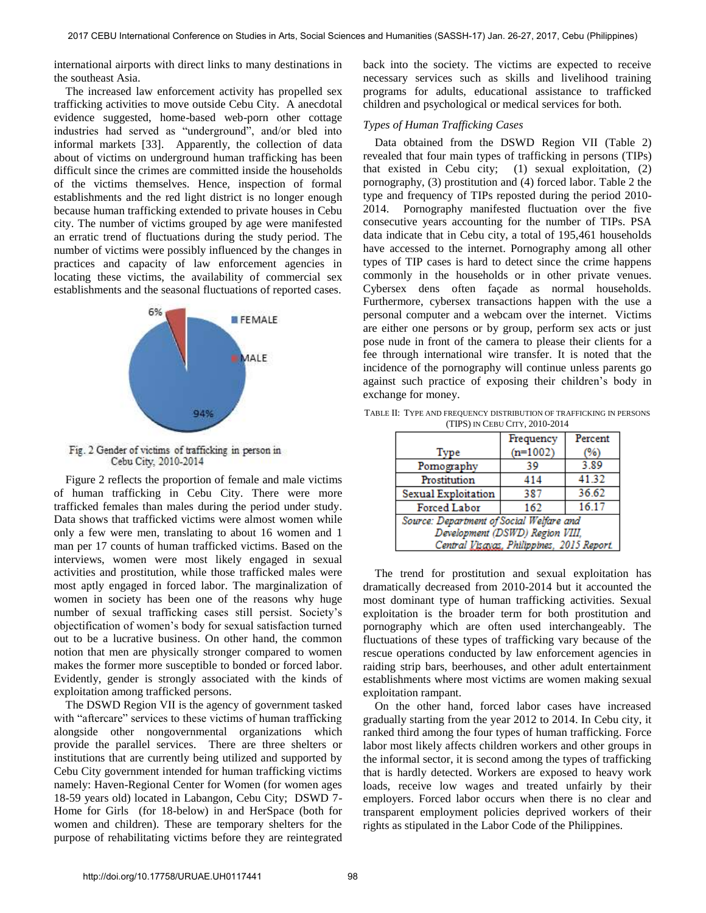international airports with direct links to many destinations in the southeast Asia.

The increased law enforcement activity has propelled sex trafficking activities to move outside Cebu City. A anecdotal evidence suggested, home-based web-porn other cottage industries had served as "underground", and/or bled into informal markets [33]. Apparently, the collection of data about of victims on underground human trafficking has been difficult since the crimes are committed inside the households of the victims themselves. Hence, inspection of formal establishments and the red light district is no longer enough because human trafficking extended to private houses in Cebu city. The number of victims grouped by age were manifested an erratic trend of fluctuations during the study period. The number of victims were possibly influenced by the changes in practices and capacity of law enforcement agencies in locating these victims, the availability of commercial sex establishments and the seasonal fluctuations of reported cases.

Fig. 2 Gender of victims of trafficking in person in Cebu City, 2010-2014

Figure 2 reflects the proportion of female and male victims of human trafficking in Cebu City. There were more trafficked females than males during the period under study. Data shows that trafficked victims were almost women while only a few were men, translating to about 16 women and 1 man per 17 counts of human trafficked victims. Based on the interviews, women were most likely engaged in sexual activities and prostitution, while those trafficked males were most aptly engaged in forced labor. The marginalization of women in society has been one of the reasons why huge number of sexual trafficking cases still persist. Society's objectification of women's body for sexual satisfaction turned out to be a lucrative business. On other hand, the common notion that men are physically stronger compared to women makes the former more susceptible to bonded or forced labor. Evidently, gender is strongly associated with the kinds of exploitation among trafficked persons.

The DSWD Region VII is the agency of government tasked with "aftercare" services to these victims of human trafficking alongside other nongovernmental organizations which provide the parallel services. There are three shelters or institutions that are currently being utilized and supported by Cebu City government intended for human trafficking victims namely: Haven-Regional Center for Women (for women ages 18-59 years old) located in Labangon, Cebu City; DSWD 7-Home for Girls (for 18-below) in and HerSpace (both for women and children). These are temporary shelters for the purpose of rehabilitating victims before they are reintegrated back into the society. The victims are expected to receive necessary services such as skills and livelihood training programs for adults, educational assistance to trafficked children and psychological or medical services for both.

*Types of Human Trafficking Cases*

Data obtained from the DSWD Region VII (Table 2) revealed that four main types of trafficking in persons (TIPs) that existed in Cebu city; (1) sexual exploitation, (2) pornography, (3) prostitution and (4) forced labor. Table 2 the type and frequency of TIPs reposted during the period 2010-2014. Pornography manifested fluctuation over the five consecutive years accounting for the number of TIPs. PSA data indicate that in Cebu city, a total of 195,461 households have accessed to the internet. Pornography among all other types of TIP cases is hard to detect since the crime happens commonly in the households or in other private venues. Cybersex dens often façade as normal households. Furthermore, cybersex transactions happen with the use a personal computer and a webcam over the internet. Victims are either one persons or by group, perform sex acts or just pose nude in front of the camera to please their clients for a fee through international wire transfer. It is noted that the incidence of the pornography will continue unless parents go against such practice of exposing their children's body in exchange for money.

TABLE II: TYPE AND FREQUENCY DISTRIBUTION OF TRAFFICKING IN PERSONS (TIPS) IN CEBU CITY, 2010-2014

| Type | Frequency (n=1002) | Percent (%) |
|---|---|---|
| Pornography | 39 | 3.89 |
| Prostitution | 414 | 41.32 |
| Sexual Exploitation | 387 | 36.62 |
| Forced Labor | 162 | 16.17 |

*Source: Department of Social Welfare and Development (DSWD) Region VIII, Central Visayas, Philippines, 2015 Report.*

The trend for prostitution and sexual exploitation has dramatically decreased from 2010-2014 but it accounted the most dominant type of human trafficking activities. Sexual exploitation is the broader term for both prostitution and pornography which are often used interchangeably. The fluctuations of these types of trafficking vary because of the rescue operations conducted by law enforcement agencies in raiding strip bars, beerhouses, and other adult entertainment establishments where most victims are women making sexual exploitation rampant.

On the other hand, forced labor cases have increased gradually starting from the year 2012 to 2014. In Cebu city, it ranked third among the four types of human trafficking. Force labor most likely affects children workers and other groups in the informal sector, it is second among the types of trafficking that is hardly detected. Workers are exposed to heavy work loads, receive low wages and treated unfairly by their employers. Forced labor occurs when there is no clear and transparent employment policies deprived workers of their rights as stipulated in the Labor Code of the Philippines.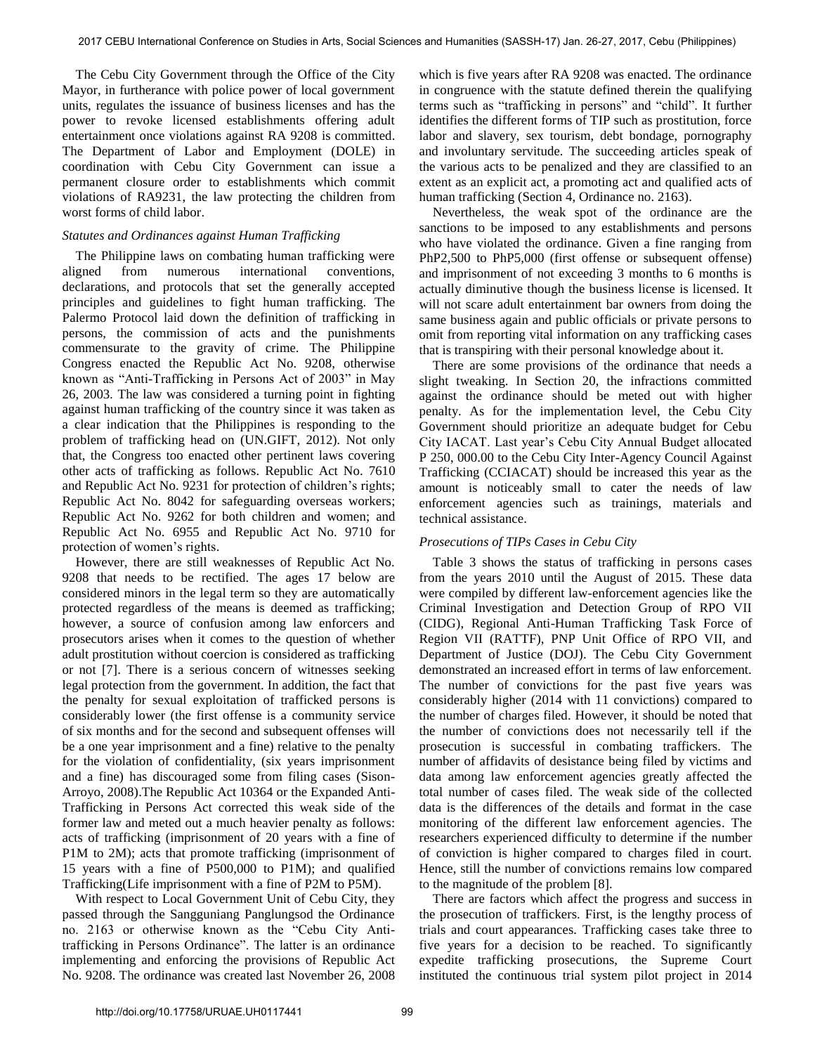The Cebu City Government through the Office of the City Mayor, in furtherance with police power of local government units, regulates the issuance of business licenses and has the power to revoke licensed establishments offering adult entertainment once violations against RA 9208 is committed. The Department of Labor and Employment (DOLE) in coordination with Cebu City Government can issue a permanent closure order to establishments which commit violations of RA9231, the law protecting the children from worst forms of child labor.

### *Statutes and Ordinances against Human Trafficking*

The Philippine laws on combating human trafficking were aligned from numerous international conventions, declarations, and protocols that set the generally accepted principles and guidelines to fight human trafficking. The Palermo Protocol laid down the definition of trafficking in persons, the commission of acts and the punishments commensurate to the gravity of crime. The Philippine Congress enacted the Republic Act No. 9208, otherwise known as "Anti-Trafficking in Persons Act of 2003" in May 26, 2003. The law was considered a turning point in fighting against human trafficking of the country since it was taken as a clear indication that the Philippines is responding to the problem of trafficking head on (UN.GIFT, 2012). Not only that, the Congress too enacted other pertinent laws covering other acts of trafficking as follows. Republic Act No. 7610 and Republic Act No. 9231 for protection of children's rights; Republic Act No. 8042 for safeguarding overseas workers; Republic Act No. 9262 for both children and women; and Republic Act No. 6955 and Republic Act No. 9710 for protection of women's rights.

However, there are still weaknesses of Republic Act No. 9208 that needs to be rectified. The ages 17 below are considered minors in the legal term so they are automatically protected regardless of the means is deemed as trafficking; however, a source of confusion among law enforcers and prosecutors arises when it comes to the question of whether adult prostitution without coercion is considered as trafficking or not [7]. There is a serious concern of witnesses seeking legal protection from the government. In addition, the fact that the penalty for sexual exploitation of trafficked persons is considerably lower (the first offense is a community service of six months and for the second and subsequent offenses will be a one year imprisonment and a fine) relative to the penalty for the violation of confidentiality, (six years imprisonment and a fine) has discouraged some from filing cases (Sison-Arroyo, 2008).The Republic Act 10364 or the Expanded Anti-Trafficking in Persons Act corrected this weak side of the former law and meted out a much heavier penalty as follows: acts of trafficking (imprisonment of 20 years with a fine of P1M to 2M); acts that promote trafficking (imprisonment of 15 years with a fine of P500,000 to P1M); and qualified Trafficking(Life imprisonment with a fine of P2M to P5M).

With respect to Local Government Unit of Cebu City, they passed through the Sangguniang Panglungsod the Ordinance no. 2163 or otherwise known as the "Cebu City Anti-trafficking in Persons Ordinance". The latter is an ordinance implementing and enforcing the provisions of Republic Act No. 9208. The ordinance was created last November 26, 2008 which is five years after RA 9208 was enacted. The ordinance in congruence with the statute defined therein the qualifying terms such as "trafficking in persons" and "child". It further identifies the different forms of TIP such as prostitution, force labor and slavery, sex tourism, debt bondage, pornography and involuntary servitude. The succeeding articles speak of the various acts to be penalized and they are classified to an extent as an explicit act, a promoting act and qualified acts of human trafficking (Section 4, Ordinance no. 2163).

Nevertheless, the weak spot of the ordinance are the sanctions to be imposed to any establishments and persons who have violated the ordinance. Given a fine ranging from PhP2,500 to PhP5,000 (first offense or subsequent offense) and imprisonment of not exceeding 3 months to 6 months is actually diminutive though the business license is licensed. It will not scare adult entertainment bar owners from doing the same business again and public officials or private persons to omit from reporting vital information on any trafficking cases that is transpiring with their personal knowledge about it.

There are some provisions of the ordinance that needs a slight tweaking. In Section 20, the infractions committed against the ordinance should be meted out with higher penalty. As for the implementation level, the Cebu City Government should prioritize an adequate budget for Cebu City IACAT. Last year's Cebu City Annual Budget allocated P 250, 000.00 to the Cebu City Inter-Agency Council Against Trafficking (CCIACAT) should be increased this year as the amount is noticeably small to cater the needs of law enforcement agencies such as trainings, materials and technical assistance.

### *Prosecutions of TIPs Cases in Cebu City*

Table 3 shows the status of trafficking in persons cases from the years 2010 until the August of 2015. These data were compiled by different law-enforcement agencies like the Criminal Investigation and Detection Group of RPO VII (CIDG), Regional Anti-Human Trafficking Task Force of Region VII (RATTF), PNP Unit Office of RPO VII, and Department of Justice (DOJ). The Cebu City Government demonstrated an increased effort in terms of law enforcement. The number of convictions for the past five years was considerably higher (2014 with 11 convictions) compared to the number of charges filed. However, it should be noted that the number of convictions does not necessarily tell if the prosecution is successful in combating traffickers. The number of affidavits of desistance being filed by victims and data among law enforcement agencies greatly affected the total number of cases filed. The weak side of the collected data is the differences of the details and format in the case monitoring of the different law enforcement agencies. The researchers experienced difficulty to determine if the number of conviction is higher compared to charges filed in court. Hence, still the number of convictions remains low compared to the magnitude of the problem [8].

There are factors which affect the progress and success in the prosecution of traffickers. First, is the lengthy process of trials and court appearances. Trafficking cases take three to five years for a decision to be reached. To significantly expedite trafficking prosecutions, the Supreme Court instituted the continuous trial system pilot project in 2014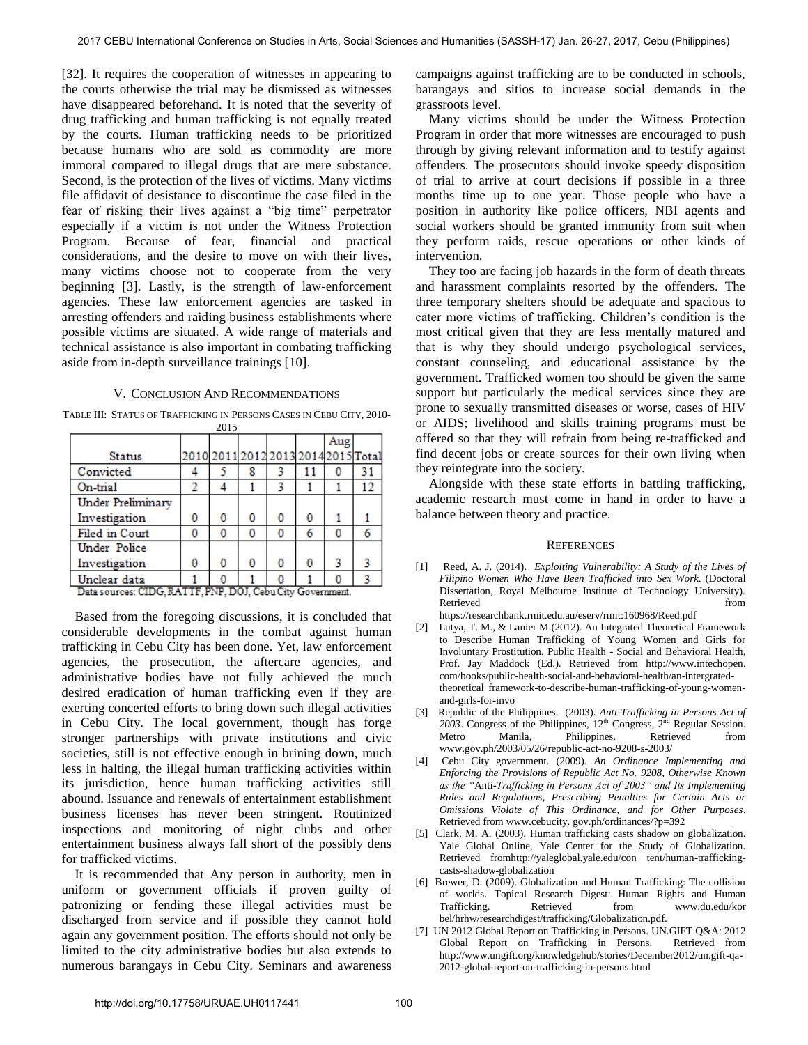[32]. It requires the cooperation of witnesses in appearing to the courts otherwise the trial may be dismissed as witnesses have disappeared beforehand. It is noted that the severity of drug trafficking and human trafficking is not equally treated by the courts. Human trafficking needs to be prioritized because humans who are sold as commodity are more immoral compared to illegal drugs that are mere substance. Second, is the protection of the lives of victims. Many victims file affidavit of desistance to discontinue the case filed in the fear of risking their lives against a "big time" perpetrator especially if a victim is not under the Witness Protection Program. Because of fear, financial and practical considerations, and the desire to move on with their lives, many victims choose not to cooperate from the very beginning [3]. Lastly, is the strength of law-enforcement agencies. These law enforcement agencies are tasked in arresting offenders and raiding business establishments where possible victims are situated. A wide range of materials and technical assistance is also important in combating trafficking aside from in-depth surveillance trainings [10].

## V. Conclusion And Recommendations

TABLE III: Status of Trafficking in Persons Cases in Cebu City, 2010-2015

| Status | 2010 | 2011 | 2012 | 2013 | 2014 | Aug 2015 | Total |
|---|---|---|---|---|---|---|---|
| Convicted | 4 | 5 | 8 | 3 | 11 | 0 | 31 |
| On-trial | 2 | 4 | 1 | 3 | 1 | 1 | 12 |
| Under Preliminary Investigation | 0 | 0 | 0 | 0 | 0 | 1 | 1 |
| Filed in Court | 0 | 0 | 0 | 0 | 6 | 0 | 6 |
| Under Police Investigation | 0 | 0 | 0 | 0 | 0 | 3 | 3 |
| Unclear data | 1 | 0 | 1 | 0 | 1 | 0 | 3 |

Data sources: CIDG, RATTF, PNP, DOJ, Cebu City Government.

Based from the foregoing discussions, it is concluded that considerable developments in the combat against human trafficking in Cebu City has been done. Yet, law enforcement agencies, the prosecution, the aftercare agencies, and administrative bodies have not fully achieved the much desired eradication of human trafficking even if they are exerting concerted efforts to bring down such illegal activities in Cebu City. The local government, though has forge stronger partnerships with private institutions and civic societies, still is not effective enough in brining down, much less in halting, the illegal human trafficking activities within its jurisdiction, hence human trafficking activities still abound. Issuance and renewals of entertainment establishment business licenses has never been stringent. Routinized inspections and monitoring of night clubs and other entertainment business always fall short of the possibly dens for trafficked victims.

It is recommended that Any person in authority, men in uniform or government officials if proven guilty of patronizing or fending these illegal activities must be discharged from service and if possible they cannot hold again any government position. The efforts should not only be limited to the city administrative bodies but also extends to numerous barangays in Cebu City. Seminars and awareness campaigns against trafficking are to be conducted in schools, barangays and sitios to increase social demands in the grassroots level.

Many victims should be under the Witness Protection Program in order that more witnesses are encouraged to push through by giving relevant information and to testify against offenders. The prosecutors should invoke speedy disposition of trial to arrive at court decisions if possible in a three months time up to one year. Those people who have a position in authority like police officers, NBI agents and social workers should be granted immunity from suit when they perform raids, rescue operations or other kinds of intervention.

They too are facing job hazards in the form of death threats and harassment complaints resorted by the offenders. The three temporary shelters should be adequate and spacious to cater more victims of trafficking. Children's condition is the most critical given that they are less mentally matured and that is why they should undergo psychological services, constant counseling, and educational assistance by the government. Trafficked women too should be given the same support but particularly the medical services since they are prone to sexually transmitted diseases or worse, cases of HIV or AIDS; livelihood and skills training programs must be offered so that they will refrain from being re-trafficked and find decent jobs or create sources for their own living when they reintegrate into the society.

Alongside with these state efforts in battling trafficking, academic research must come in hand in order to have a balance between theory and practice.

## References

[1] Reed, A. J. (2014). *Exploiting Vulnerability: A Study of the Lives of Filipino Women Who Have Been Trafficked into Sex Work*. (Doctoral Dissertation, Royal Melbourne Institute of Technology University). Retrieved from https://researchbank.rmit.edu.au/eserv/rmit:160968/Reed.pdf

[2] Lutya, T. M., & Lanier M.(2012). An Integrated Theoretical Framework to Describe Human Trafficking of Young Women and Girls for Involuntary Prostitution, Public Health - Social and Behavioral Health, Prof. Jay Maddock (Ed.). Retrieved from http://www.intechopen.com/books/public-health-social-and-behavioral-health/an-intergrated-theoretical framework-to-describe-human-trafficking-of-young-women-and-girls-for-invo

[3] Republic of the Philippines. (2003). *Anti-Trafficking in Persons Act of 2003*. Congress of the Philippines, 12th Congress, 2nd Regular Session. Metro Manila, Philippines. Retrieved from www.gov.ph/2003/05/26/republic-act-no-9208-s-2003/

[4] Cebu City government. (2009). *An Ordinance Implementing and Enforcing the Provisions of Republic Act No. 9208, Otherwise Known as the "Anti-Trafficking in Persons Act of 2003" and Its Implementing Rules and Regulations, Prescribing Penalties for Certain Acts or Omissions Violate of This Ordinance, and for Other Purposes*. Retrieved from www.cebucity. gov.ph/ordinances/?p=392

[5] Clark, M. A. (2003). Human trafficking casts shadow on globalization. Yale Global Online, Yale Center for the Study of Globalization. Retrieved fromhttp://yaleglobal.yale.edu/con tent/human-trafficking-casts-shadow-globalization

[6] Brewer, D. (2009). Globalization and Human Trafficking: The collision of worlds. Topical Research Digest: Human Rights and Human Trafficking. Retrieved from www.du.edu/korbel/hrhw/researchdigest/trafficking/Globalization.pdf.

[7] UN 2012 Global Report on Trafficking in Persons. UN.GIFT Q&A: 2012 Global Report on Trafficking in Persons. Retrieved from http://www.ungift.org/knowledgehub/stories/December2012/un.gift-qa-2012-global-report-on-trafficking-in-persons.html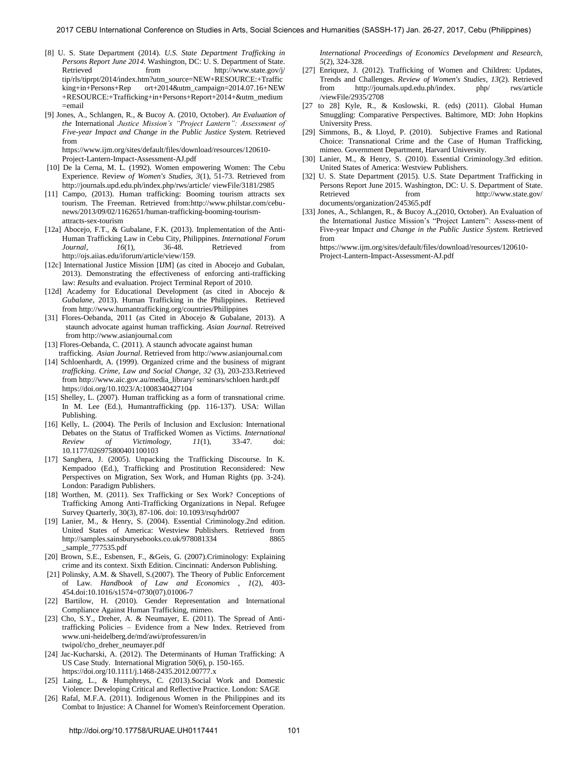[8] U. S. State Department (2014). *U.S. State Department Trafficking in Persons Report June 2014*. Washington, DC: U. S. Department of State. Retrieved from http://www.state.gov/j/tip/rls/tiprpt/2014/index.htm?utm_source=NEW+RESOURCE:+Trafficking+in+Persons+Rep ort+2014&utm_campaign=2014.07.16+NEW+RESOURCE:+Trafficking+in+Persons+Report+2014+&utm_medium=email

[9] Jones, A., Schlangen, R., & Bucoy A. (2010, October). *An Evaluation of the* International *Justice Mission's "Project Lantern": Assessment of Five-year Impact and Change in the Public Justice System.* Retrieved from https://www.ijm.org/sites/default/files/download/resources/120610-Project-Lantern-Impact-Assessment-AJ.pdf

[10] De la Cerna, M. L. (1992). Women empowering Women: The Cebu Experience. Review *of Women's Studies, 3*(1), 51-73. Retrieved from http://journals.upd.edu.ph/index.php/rws/article/ viewFile/3181/2985

[11] Campo, (2013). Human trafficking: Booming tourism attracts sex tourism. The Freeman. Retrieved from:http://www.philstar.com/cebu-news/2013/09/02/1162651/human-trafficking-booming-tourism-attracts-sex-tourism

[12a] Abocejo, F.T., & Gubalane, F.K. (2013). Implementation of the Anti-Human Trafficking Law in Cebu City, Philippines. *International Forum Journal*, *16*(1), 36-48. Retrieved from http://ojs.aiias.edu/iforum/article/view/159.

[12c] International Justice Mission [IJM] (as cited in Abocejo and Gubalan, 2013). Demonstrating the effectiveness of enforcing anti-trafficking law: *Results* and evaluation. Project Terminal Report of 2010.

[12d] Academy for Educational Development (as cited in Abocejo & *Gubalane*, 2013). Human Trafficking in the Philippines. Retrieved from http://www.humantrafficking.org/countries/Philippines

[31] Flores-Oebanda, 2011 (as Cited in Abocejo & Gubalane, 2013). A staunch advocate against human trafficking. *Asian Journal.* Retreived from http://www.asianjournal.com

[13] Flores-Oebanda, C. (2011). A staunch advocate against human trafficking. *Asian Journal*. Retrieved from http://www.asianjournal.com

[14] Schloenhardt, A. (1999). Organized crime and the business of migrant *trafficking. Crime, Law and Social Change, 32* (3), 203-233.Retrieved from http://www.aic.gov.au/media_library/ seminars/schloen hardt.pdf https://doi.org/10.1023/A:1008340427104

[15] Shelley, L. (2007). Human trafficking as a form of transnational crime. In M. Lee (Ed.), Humantrafficking (pp. 116-137). USA: Willan Publishing.

[16] Kelly, L. (2004). The Perils of Inclusion and Exclusion: International Debates on the Status of Trafficked Women as Victims. *International Review of Victimology, 11*(1), 33-47. doi: 10.1177/026975800401100103

[17] Sanghera, J. (2005). Unpacking the Trafficking Discourse. In K. Kempadoo (Ed.), Trafficking and Prostitution Reconsidered: New Perspectives on Migration, Sex Work, and Human Rights (pp. 3-24). London: Paradigm Publishers.

[18] Worthen, M. (2011). Sex Trafficking or Sex Work? Conceptions of Trafficking Among Anti-Trafficking Organizations in Nepal. Refugee Survey Quarterly, 30(3), 87-106. doi: 10.1093/rsq/hdr007

[19] Lanier, M., & Henry, S. (2004). Essential Criminology.2nd edition. United States of America: Westview Publishers. Retrieved from http://samples.sainsburysebooks.co.uk/978081334 8865 _sample_777535.pdf

[20] Brown, S.E., Esbensen, F., &Geis, G. (2007).Criminology: Explaining crime and its context. Sixth Edition. Cincinnati: Anderson Publishing.

[21] Polinsky, A.M. & Shavell, S.(2007). The Theory of Public Enforcement of Law. *Handbook of Law and Economics , 1*(2), 403-454.doi:10.1016/s1574=0730(07).01006-7

[22] Bartilow, H. (2010). Gender Representation and International Compliance Against Human Trafficking, mimeo.

[23] Cho, S.Y., Dreher, A. & Neumayer, E. (2011). The Spread of Anti-trafficking Policies – Evidence from a New Index. Retrieved from www.uni-heidelberg.de/md/awi/professuren/in twipol/cho_dreher_neumayer.pdf

[24] Jac-Kucharski, A. (2012). The Determinants of Human Trafficking: A US Case Study. International Migration 50(6), p. 150-165. https://doi.org/10.1111/j.1468-2435.2012.00777.x

[25] Laing, L., & Humphreys, C. (2013).Social Work and Domestic Violence: Developing Critical and Reflective Practice. London: SAGE

[26] Rafal, M.F.A. (2011). Indigenous Women in the Philippines and its Combat to Injustice: A Channel for Women's Reinforcement Operation. *International Proceedings of Economics Development and Research, 5*(2), 324-328.

[27] Enriquez, J. (2012). Trafficking of Women and Children: Updates, Trends and Challenges. *Review of Women's Studies, 13*(2). Retrieved from http://journals.upd.edu.ph/index. php/ rws/article /viewFile/2935/2708

[27 to 28] Kyle, R., & Koslowski, R. (eds) (2011). Global Human Smuggling: Comparative Perspectives. Baltimore, MD: John Hopkins University Press.

[29] Simmons, B., & Lloyd, P. (2010). Subjective Frames and Rational Choice: Transnational Crime and the Case of Human Trafficking, mimeo. Government Department, Harvard University.

[30] Lanier, M., & Henry, S. (2010). Essential Criminology.3rd edition. United States of America: Westview Publishers.

[32] U. S. State Department (2015). U.S. State Department Trafficking in Persons Report June 2015. Washington, DC: U. S. Department of State. Retrieved from http://www.state.gov/ documents/organization/245365.pdf

[33] Jones, A., Schlangen, R., & Bucoy A.,(2010, October). An Evaluation of the International Justice Mission's "Project Lantern": Assess-ment of Five-year Impa*ct and Change in the Public Justice System.* Retrieved from https://www.ijm.org/sites/default/files/download/resources/120610-Project-Lantern-Impact-Assessment-AJ.pdf